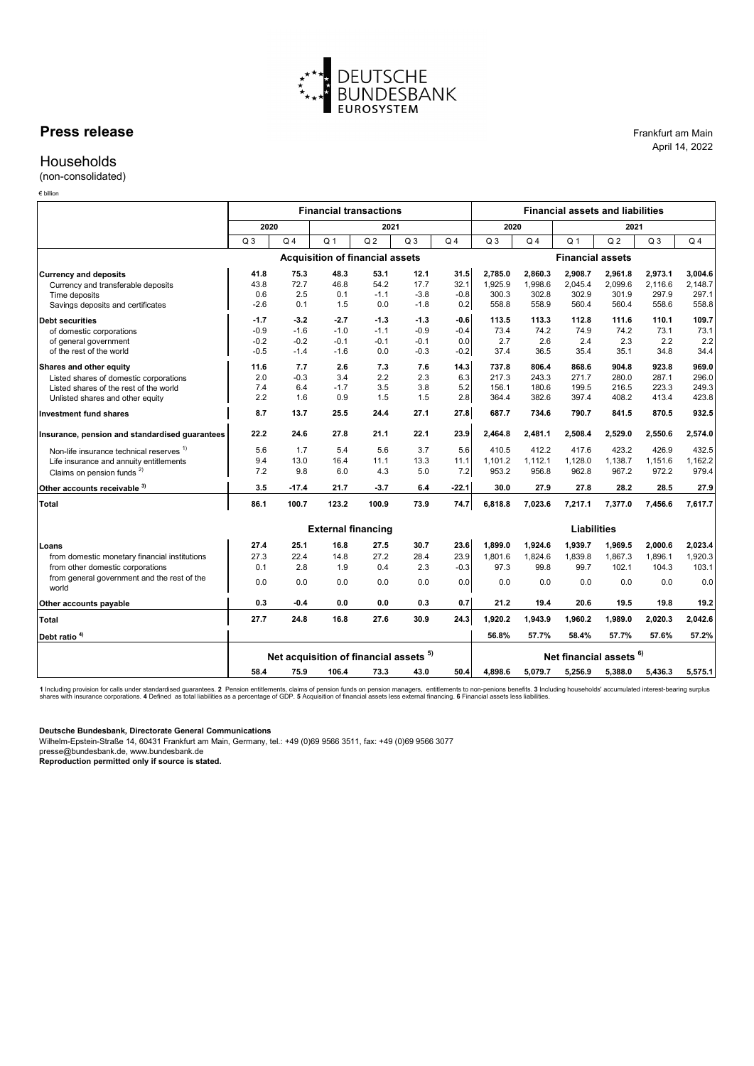DEUTSCHE BUNDESBANK
EUROSYSTEM

# Press release

Frankfurt am Main
April 14, 2022

## Households

(non-consolidated)

€ billion

| | Financial transactions | | | | | | Financial assets and liabilities | | | | | |
|---|---|---|---|---|---|---|---|---|---|---|---|---|
| | 2020 | | 2021 | | | | 2020 | | 2021 | | | |
| | Q 3 | Q 4 | Q 1 | Q 2 | Q 3 | Q 4 | Q 3 | Q 4 | Q 1 | Q 2 | Q 3 | Q 4 |
| | Acquisition of financial assets | | | | | | Financial assets | | | | | |
| **Currency and deposits** | **41.8** | **75.3** | **48.3** | **53.1** | **12.1** | **31.5** | **2,785.0** | **2,860.3** | **2,908.7** | **2,961.8** | **2,973.1** | **3,004.6** |
| Currency and transferable deposits | 43.8 | 72.7 | 46.8 | 54.2 | 17.7 | 32.1 | 1,925.9 | 1,998.6 | 2,045.4 | 2,099.6 | 2,116.6 | 2,148.7 |
| Time deposits | 0.6 | 2.5 | 0.1 | -1.1 | -3.8 | -0.8 | 300.3 | 302.8 | 302.9 | 301.9 | 297.9 | 297.1 |
| Savings deposits and certificates | -2.6 | 0.1 | 1.5 | 0.0 | -1.8 | 0.2 | 558.8 | 558.9 | 560.4 | 560.4 | 558.6 | 558.8 |
| **Debt securities** | **-1.7** | **-3.2** | **-2.7** | **-1.3** | **-1.3** | **-0.6** | **113.5** | **113.3** | **112.8** | **111.6** | **110.1** | **109.7** |
| of domestic corporations | -0.9 | -1.6 | -1.0 | -1.1 | -0.9 | -0.4 | 73.4 | 74.2 | 74.9 | 74.2 | 73.1 | 73.1 |
| of general government | -0.2 | -0.2 | -0.1 | -0.1 | -0.1 | 0.0 | 2.7 | 2.6 | 2.4 | 2.3 | 2.2 | 2.2 |
| of the rest of the world | -0.5 | -1.4 | -1.6 | 0.0 | -0.3 | -0.2 | 37.4 | 36.5 | 35.4 | 35.1 | 34.8 | 34.4 |
| **Shares and other equity** | **11.6** | **7.7** | **2.6** | **7.3** | **7.6** | **14.3** | **737.8** | **806.4** | **868.6** | **904.8** | **923.8** | **969.0** |
| Listed shares of domestic corporations | 2.0 | -0.3 | 3.4 | 2.2 | 2.3 | 6.3 | 217.3 | 243.3 | 271.7 | 280.0 | 287.1 | 296.0 |
| Listed shares of the rest of the world | 7.4 | 6.4 | -1.7 | 3.5 | 3.8 | 5.2 | 156.1 | 180.6 | 199.5 | 216.5 | 223.3 | 249.3 |
| Unlisted shares and other equity | 2.2 | 1.6 | 0.9 | 1.5 | 1.5 | 2.8 | 364.4 | 382.6 | 397.4 | 408.2 | 413.4 | 423.8 |
| **Investment fund shares** | **8.7** | **13.7** | **25.5** | **24.4** | **27.1** | **27.8** | **687.7** | **734.6** | **790.7** | **841.5** | **870.5** | **932.5** |
| **Insurance, pension and standardised guarantees** | **22.2** | **24.6** | **27.8** | **21.1** | **22.1** | **23.9** | **2,464.8** | **2,481.1** | **2,508.4** | **2,529.0** | **2,550.6** | **2,574.0** |
| Non-life insurance technical reserves [1] | 5.6 | 1.7 | 5.4 | 5.6 | 3.7 | 5.6 | 410.5 | 412.2 | 417.6 | 423.2 | 426.9 | 432.5 |
| Life insurance and annuity entitlements | 9.4 | 13.0 | 16.4 | 11.1 | 13.3 | 11.1 | 1,101.2 | 1,112.1 | 1,128.0 | 1,138.7 | 1,151.6 | 1,162.2 |
| Claims on pension funds [2] | 7.2 | 9.8 | 6.0 | 4.3 | 5.0 | 7.2 | 953.2 | 956.8 | 962.8 | 967.2 | 972.2 | 979.4 |
| **Other accounts receivable [3]** | **3.5** | **-17.4** | **21.7** | **-3.7** | **6.4** | **-22.1** | **30.0** | **27.9** | **27.8** | **28.2** | **28.5** | **27.9** |
| **Total** | **86.1** | **100.7** | **123.2** | **100.9** | **73.9** | **74.7** | **6,818.8** | **7,023.6** | **7,217.1** | **7,377.0** | **7,456.6** | **7,617.7** |
| | External financing | | | | | | Liabilities | | | | | |
| **Loans** | **27.4** | **25.1** | **16.8** | **27.5** | **30.7** | **23.6** | **1,899.0** | **1,924.6** | **1,939.7** | **1,969.5** | **2,000.6** | **2,023.4** |
| from domestic monetary financial institutions | 27.3 | 22.4 | 14.8 | 27.2 | 28.4 | 23.9 | 1,801.6 | 1,824.6 | 1,839.8 | 1,867.3 | 1,896.1 | 1,920.3 |
| from other domestic corporations | 0.1 | 2.8 | 1.9 | 0.4 | 2.3 | -0.3 | 97.3 | 99.8 | 99.7 | 102.1 | 104.3 | 103.1 |
| from general government and the rest of the world | 0.0 | 0.0 | 0.0 | 0.0 | 0.0 | 0.0 | 0.0 | 0.0 | 0.0 | 0.0 | 0.0 | 0.0 |
| **Other accounts payable** | **0.3** | **-0.4** | **0.0** | **0.0** | **0.3** | **0.7** | **21.2** | **19.4** | **20.6** | **19.5** | **19.8** | **19.2** |
| **Total** | **27.7** | **24.8** | **16.8** | **27.6** | **30.9** | **24.3** | **1,920.2** | **1,943.9** | **1,960.2** | **1,989.0** | **2,020.3** | **2,042.6** |
| **Debt ratio [4]** | | | | | | | **56.8%** | **57.7%** | **58.4%** | **57.7%** | **57.6%** | **57.2%** |
| | Net acquisition of financial assets [5] | | | | | | Net financial assets [6] | | | | | |
| | **58.4** | **75.9** | **106.4** | **73.3** | **43.0** | **50.4** | **4,898.6** | **5,079.7** | **5,256.9** | **5,388.0** | **5,436.3** | **5,575.1** |

**1** Including provision for calls under standardised guarantees. **2** Pension entitlements, claims of pension funds on pension managers, entitlements to non-penions benefits. **3** Including households' accumulated interest-bearing surplus shares with insurance corporations. **4** Defined as total liabilities as a percentage of GDP. **5** Acquisition of financial assets less external financing. **6** Financial assets less liabilities.

**Deutsche Bundesbank, Directorate General Communications**
Wilhelm-Epstein-Straße 14, 60431 Frankfurt am Main, Germany, tel.: +49 (0)69 9566 3511, fax: +49 (0)69 9566 3077
presse@bundesbank.de, www.bundesbank.de
**Reproduction permitted only if source is stated.**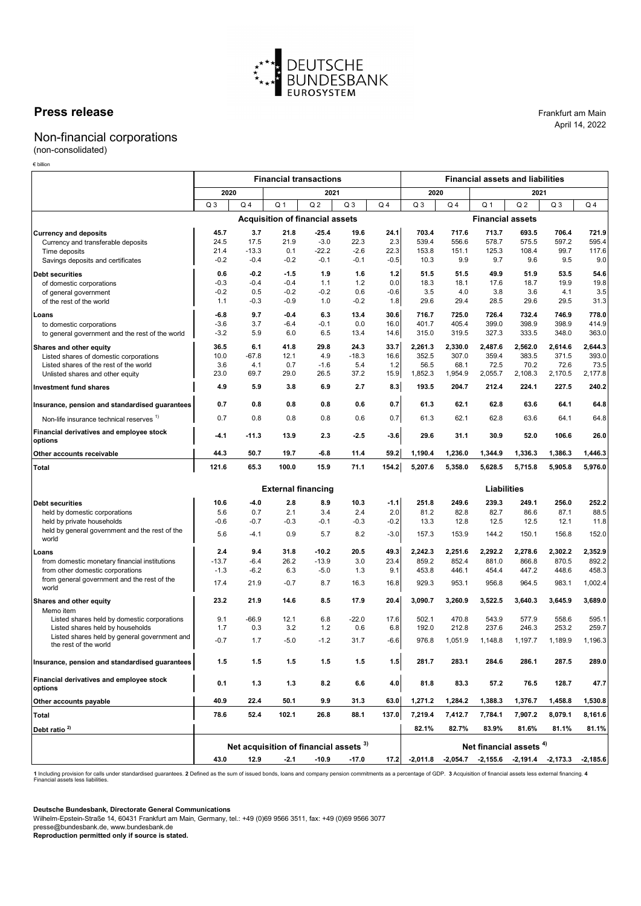**Press release**

Frankfurt am Main
April 14, 2022

## Non-financial corporations

(non-consolidated)

€ billion

| | Financial transactions | | | | | | Financial assets and liabilities | | | | | |
|---|---|---|---|---|---|---|---|---|---|---|---|---|
| | 2020 | | 2021 | | | | 2020 | | 2021 | | | |
| | Q 3 | Q 4 | Q 1 | Q 2 | Q 3 | Q 4 | Q 3 | Q 4 | Q 1 | Q 2 | Q 3 | Q 4 |
| | **Acquisition of financial assets** | | | | | | **Financial assets** | | | | | |
| **Currency and deposits** | **45.7** | **3.7** | **21.8** | **-25.4** | **19.6** | **24.1** | **703.4** | **717.6** | **713.7** | **693.5** | **706.4** | **721.9** |
| Currency and transferable deposits | 24.5 | 17.5 | 21.9 | -3.0 | 22.3 | 2.3 | 539.4 | 556.6 | 578.7 | 575.5 | 597.2 | 595.4 |
| Time deposits | 21.4 | -13.3 | 0.1 | -22.2 | -2.6 | 22.3 | 153.8 | 151.1 | 125.3 | 108.4 | 99.7 | 117.6 |
| Savings deposits and certificates | -0.2 | -0.4 | -0.2 | -0.1 | -0.1 | -0.5 | 10.3 | 9.9 | 9.7 | 9.6 | 9.5 | 9.0 |
| **Debt securities** | **0.6** | **-0.2** | **-1.5** | **1.9** | **1.6** | **1.2** | **51.5** | **51.5** | **49.9** | **51.9** | **53.5** | **54.6** |
| of domestic corporations | -0.3 | -0.4 | -0.4 | 1.1 | 1.2 | 0.0 | 18.3 | 18.1 | 17.6 | 18.7 | 19.9 | 19.8 |
| of general government | -0.2 | 0.5 | -0.2 | -0.2 | 0.6 | -0.6 | 3.5 | 4.0 | 3.8 | 3.6 | 4.1 | 3.5 |
| of the rest of the world | 1.1 | -0.3 | -0.9 | 1.0 | -0.2 | 1.8 | 29.6 | 29.4 | 28.5 | 29.6 | 29.5 | 31.3 |
| **Loans** | **-6.8** | **9.7** | **-0.4** | **6.3** | **13.4** | **30.6** | **716.7** | **725.0** | **726.4** | **732.4** | **746.9** | **778.0** |
| to domestic corporations | -3.6 | 3.7 | -6.4 | -0.1 | 0.0 | 16.0 | 401.7 | 405.4 | 399.0 | 398.9 | 398.9 | 414.9 |
| to general government and the rest of the world | -3.2 | 5.9 | 6.0 | 6.5 | 13.4 | 14.6 | 315.0 | 319.5 | 327.3 | 333.5 | 348.0 | 363.0 |
| **Shares and other equity** | **36.5** | **6.1** | **41.8** | **29.8** | **24.3** | **33.7** | **2,261.3** | **2,330.0** | **2,487.6** | **2,562.0** | **2,614.6** | **2,644.3** |
| Listed shares of domestic corporations | 10.0 | -67.8 | 12.1 | 4.9 | -18.3 | 16.6 | 352.5 | 307.0 | 359.4 | 383.5 | 371.5 | 393.0 |
| Listed shares of the rest of the world | 3.6 | 4.1 | 0.7 | -1.6 | 5.4 | 1.2 | 56.5 | 68.1 | 72.5 | 70.2 | 72.6 | 73.5 |
| Unlisted shares and other equity | 23.0 | 69.7 | 29.0 | 26.5 | 37.2 | 15.9 | 1,852.3 | 1,954.9 | 2,055.7 | 2,108.3 | 2,170.5 | 2,177.8 |
| **Investment fund shares** | **4.9** | **5.9** | **3.8** | **6.9** | **2.7** | **8.3** | **193.5** | **204.7** | **212.4** | **224.1** | **227.5** | **240.2** |
| **Insurance, pension and standardised guarantees** | **0.7** | **0.8** | **0.8** | **0.8** | **0.6** | **0.7** | **61.3** | **62.1** | **62.8** | **63.6** | **64.1** | **64.8** |
| Non-life insurance technical reserves [1] | 0.7 | 0.8 | 0.8 | 0.8 | 0.6 | 0.7 | 61.3 | 62.1 | 62.8 | 63.6 | 64.1 | 64.8 |
| **Financial derivatives and employee stock options** | **-4.1** | **-11.3** | **13.9** | **2.3** | **-2.5** | **-3.6** | **29.6** | **31.1** | **30.9** | **52.0** | **106.6** | **26.0** |
| **Other accounts receivable** | **44.3** | **50.7** | **19.7** | **-6.8** | **11.4** | **59.2** | **1,190.4** | **1,236.0** | **1,344.9** | **1,336.3** | **1,386.3** | **1,446.3** |
| **Total** | **121.6** | **65.3** | **100.0** | **15.9** | **71.1** | **154.2** | **5,207.6** | **5,358.0** | **5,628.5** | **5,715.8** | **5,905.8** | **5,976.0** |
| | **External financing** | | | | | | **Liabilities** | | | | | |
| **Debt securities** | **10.6** | **-4.0** | **2.8** | **8.9** | **10.3** | **-1.1** | **251.8** | **249.6** | **239.3** | **249.1** | **256.0** | **252.2** |
| held by domestic corporations | 5.6 | 0.7 | 2.1 | 3.4 | 2.4 | 2.0 | 81.2 | 82.8 | 82.7 | 86.6 | 87.1 | 88.5 |
| held by private households | -0.6 | -0.7 | -0.3 | -0.1 | -0.3 | -0.2 | 13.3 | 12.8 | 12.5 | 12.5 | 12.1 | 11.8 |
| held by general government and the rest of the world | 5.6 | -4.1 | 0.9 | 5.7 | 8.2 | -3.0 | 157.3 | 153.9 | 144.2 | 150.1 | 156.8 | 152.0 |
| **Loans** | **2.4** | **9.4** | **31.8** | **-10.2** | **20.5** | **49.3** | **2,242.3** | **2,251.6** | **2,292.2** | **2,278.6** | **2,302.2** | **2,352.9** |
| from domestic monetary financial institutions | -13.7 | -6.4 | 26.2 | -13.9 | 3.0 | 23.4 | 859.2 | 852.4 | 881.0 | 866.8 | 870.5 | 892.2 |
| from other domestic corporations | -1.3 | -6.2 | 6.3 | -5.0 | 1.3 | 9.1 | 453.8 | 446.1 | 454.4 | 447.2 | 448.6 | 458.3 |
| from general government and the rest of the world | 17.4 | 21.9 | -0.7 | 8.7 | 16.3 | 16.8 | 929.3 | 953.1 | 956.8 | 964.5 | 983.1 | 1,002.4 |
| **Shares and other equity** | **23.2** | **21.9** | **14.6** | **8.5** | **17.9** | **20.4** | **3,090.7** | **3,260.9** | **3,522.5** | **3,640.3** | **3,645.9** | **3,689.0** |
| Memo item | | | | | | | | | | | | |
| Listed shares held by domestic corporations | 9.1 | -66.9 | 12.1 | 6.8 | -22.0 | 17.6 | 502.1 | 470.8 | 543.9 | 577.9 | 558.6 | 595.1 |
| Listed shares held by households | 1.7 | 0.3 | 3.2 | 1.2 | 0.6 | 6.8 | 192.0 | 212.8 | 237.6 | 246.3 | 253.2 | 259.7 |
| Listed shares held by general government and the rest of the world | -0.7 | 1.7 | -5.0 | -1.2 | 31.7 | -6.6 | 976.8 | 1,051.9 | 1,148.8 | 1,197.7 | 1,189.9 | 1,196.3 |
| **Insurance, pension and standardised guarantees** | **1.5** | **1.5** | **1.5** | **1.5** | **1.5** | **1.5** | **281.7** | **283.1** | **284.6** | **286.1** | **287.5** | **289.0** |
| **Financial derivatives and employee stock options** | **0.1** | **1.3** | **1.3** | **8.2** | **6.6** | **4.0** | **81.8** | **83.3** | **57.2** | **76.5** | **128.7** | **47.7** |
| **Other accounts payable** | **40.9** | **22.4** | **50.1** | **9.9** | **31.3** | **63.0** | **1,271.2** | **1,284.2** | **1,388.3** | **1,376.7** | **1,458.8** | **1,530.8** |
| **Total** | **78.6** | **52.4** | **102.1** | **26.8** | **88.1** | **137.0** | **7,219.4** | **7,412.7** | **7,784.1** | **7,907.2** | **8,079.1** | **8,161.6** |
| **Debt ratio [2]** | | | | | | | **82.1%** | **82.7%** | **83.9%** | **81.6%** | **81.1%** | **81.1%** |
| | **Net acquisition of financial assets [3]** | | | | | | **Net financial assets [4]** | | | | | |
| | **43.0** | **12.9** | **-2.1** | **-10.9** | **-17.0** | **17.2** | **-2,011.8** | **-2,054.7** | **-2,155.6** | **-2,191.4** | **-2,173.3** | **-2,185.6** |

**1** Including provision for calls under standardised guarantees. **2** Defined as the sum of issued bonds, loans and company pension commitments as a percentage of GDP. **3** Acquisition of financial assets less external financing. **4** Financial assets less liabilities.

**Deutsche Bundesbank, Directorate General Communications**
Wilhelm-Epstein-Straße 14, 60431 Frankfurt am Main, Germany, tel.: +49 (0)69 9566 3511, fax: +49 (0)69 9566 3077
presse@bundesbank.de, www.bundesbank.de
**Reproduction permitted only if source is stated.**